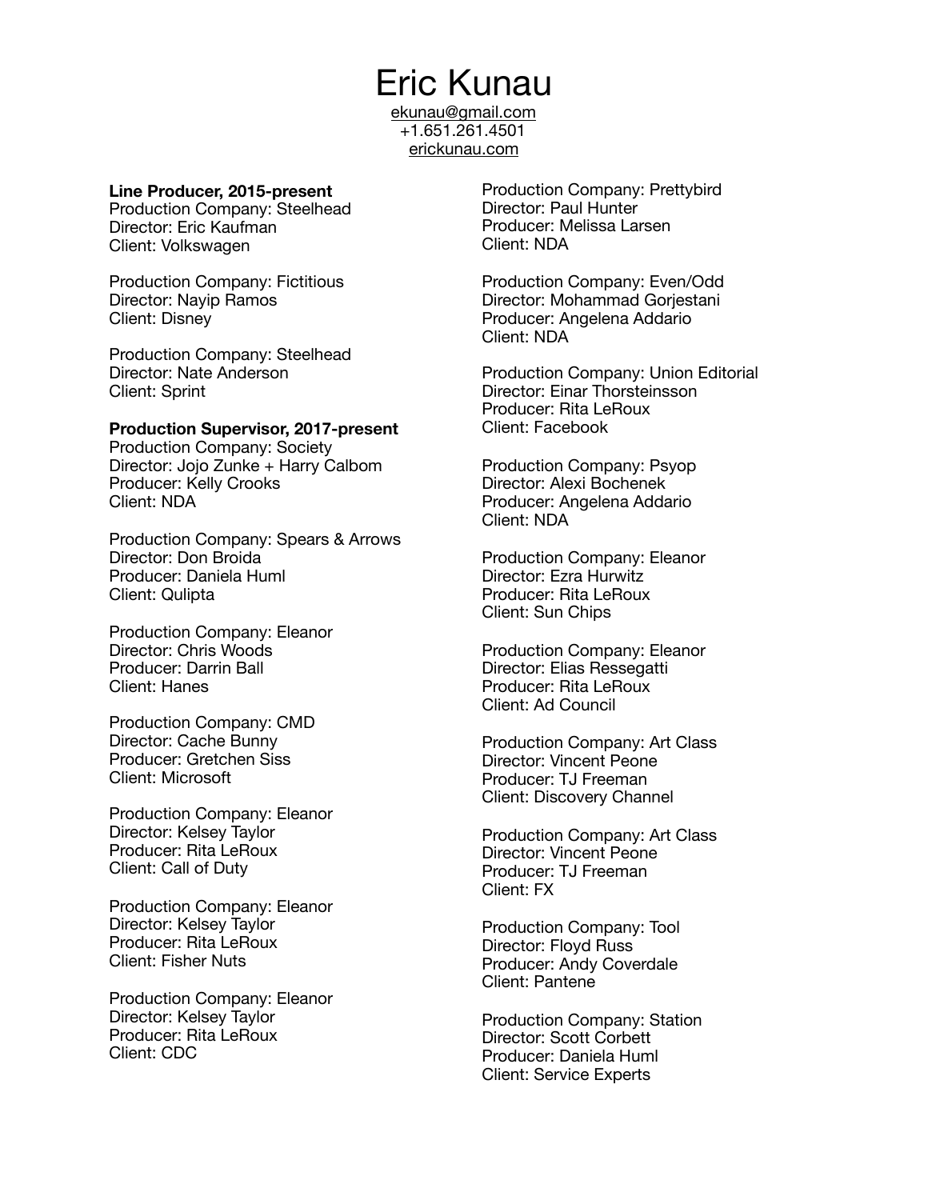# Eric Kunau

ekunau@gmail.com
+1.651.261.4501
erickunau.com

**Line Producer, 2015-present**

Production Company: Steelhead
Director: Eric Kaufman
Client: Volkswagen

Production Company: Fictitious
Director: Nayip Ramos
Client: Disney

Production Company: Steelhead
Director: Nate Anderson
Client: Sprint

**Production Supervisor, 2017-present**

Production Company: Society
Director: Jojo Zunke + Harry Calbom
Producer: Kelly Crooks
Client: NDA

Production Company: Spears & Arrows
Director: Don Broida
Producer: Daniela Huml
Client: Qulipta

Production Company: Eleanor
Director: Chris Woods
Producer: Darrin Ball
Client: Hanes

Production Company: CMD
Director: Cache Bunny
Producer: Gretchen Siss
Client: Microsoft

Production Company: Eleanor
Director: Kelsey Taylor
Producer: Rita LeRoux
Client: Call of Duty

Production Company: Eleanor
Director: Kelsey Taylor
Producer: Rita LeRoux
Client: Fisher Nuts

Production Company: Eleanor
Director: Kelsey Taylor
Producer: Rita LeRoux
Client: CDC

Production Company: Prettybird
Director: Paul Hunter
Producer: Melissa Larsen
Client: NDA

Production Company: Even/Odd
Director: Mohammad Gorjestani
Producer: Angelena Addario
Client: NDA

Production Company: Union Editorial
Director: Einar Thorsteinsson
Producer: Rita LeRoux
Client: Facebook

Production Company: Psyop
Director: Alexi Bochenek
Producer: Angelena Addario
Client: NDA

Production Company: Eleanor
Director: Ezra Hurwitz
Producer: Rita LeRoux
Client: Sun Chips

Production Company: Eleanor
Director: Elias Ressegatti
Producer: Rita LeRoux
Client: Ad Council

Production Company: Art Class
Director: Vincent Peone
Producer: TJ Freeman
Client: Discovery Channel

Production Company: Art Class
Director: Vincent Peone
Producer: TJ Freeman
Client: FX

Production Company: Tool
Director: Floyd Russ
Producer: Andy Coverdale
Client: Pantene

Production Company: Station
Director: Scott Corbett
Producer: Daniela Huml
Client: Service Experts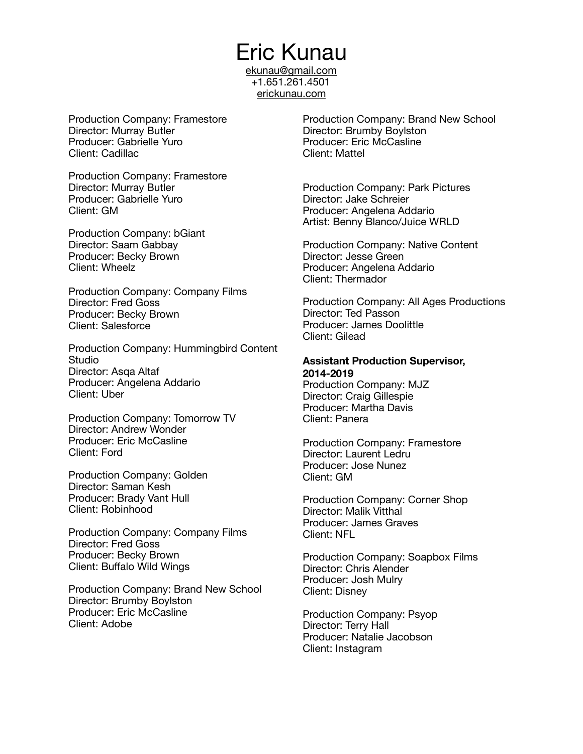# Eric Kunau

ekunau@gmail.com
+1.651.261.4501
erickunau.com

Production Company: Framestore
Director: Murray Butler
Producer: Gabrielle Yuro
Client: Cadillac

Production Company: Framestore
Director: Murray Butler
Producer: Gabrielle Yuro
Client: GM

Production Company: bGiant
Director: Saam Gabbay
Producer: Becky Brown
Client: Wheelz

Production Company: Company Films
Director: Fred Goss
Producer: Becky Brown
Client: Salesforce

Production Company: Hummingbird Content Studio
Director: Asqa Altaf
Producer: Angelena Addario
Client: Uber

Production Company: Tomorrow TV
Director: Andrew Wonder
Producer: Eric McCasline
Client: Ford

Production Company: Golden
Director: Saman Kesh
Producer: Brady Vant Hull
Client: Robinhood

Production Company: Company Films
Director: Fred Goss
Producer: Becky Brown
Client: Buffalo Wild Wings

Production Company: Brand New School
Director: Brumby Boylston
Producer: Eric McCasline
Client: Adobe

Production Company: Brand New School
Director: Brumby Boylston
Producer: Eric McCasline
Client: Mattel

Production Company: Park Pictures
Director: Jake Schreier
Producer: Angelena Addario
Artist: Benny Blanco/Juice WRLD

Production Company: Native Content
Director: Jesse Green
Producer: Angelena Addario
Client: Thermador

Production Company: All Ages Productions
Director: Ted Passon
Producer: James Doolittle
Client: Gilead

**Assistant Production Supervisor, 2014-2019**

Production Company: MJZ
Director: Craig Gillespie
Producer: Martha Davis
Client: Panera

Production Company: Framestore
Director: Laurent Ledru
Producer: Jose Nunez
Client: GM

Production Company: Corner Shop
Director: Malik Vitthal
Producer: James Graves
Client: NFL

Production Company: Soapbox Films
Director: Chris Alender
Producer: Josh Mulry
Client: Disney

Production Company: Psyop
Director: Terry Hall
Producer: Natalie Jacobson
Client: Instagram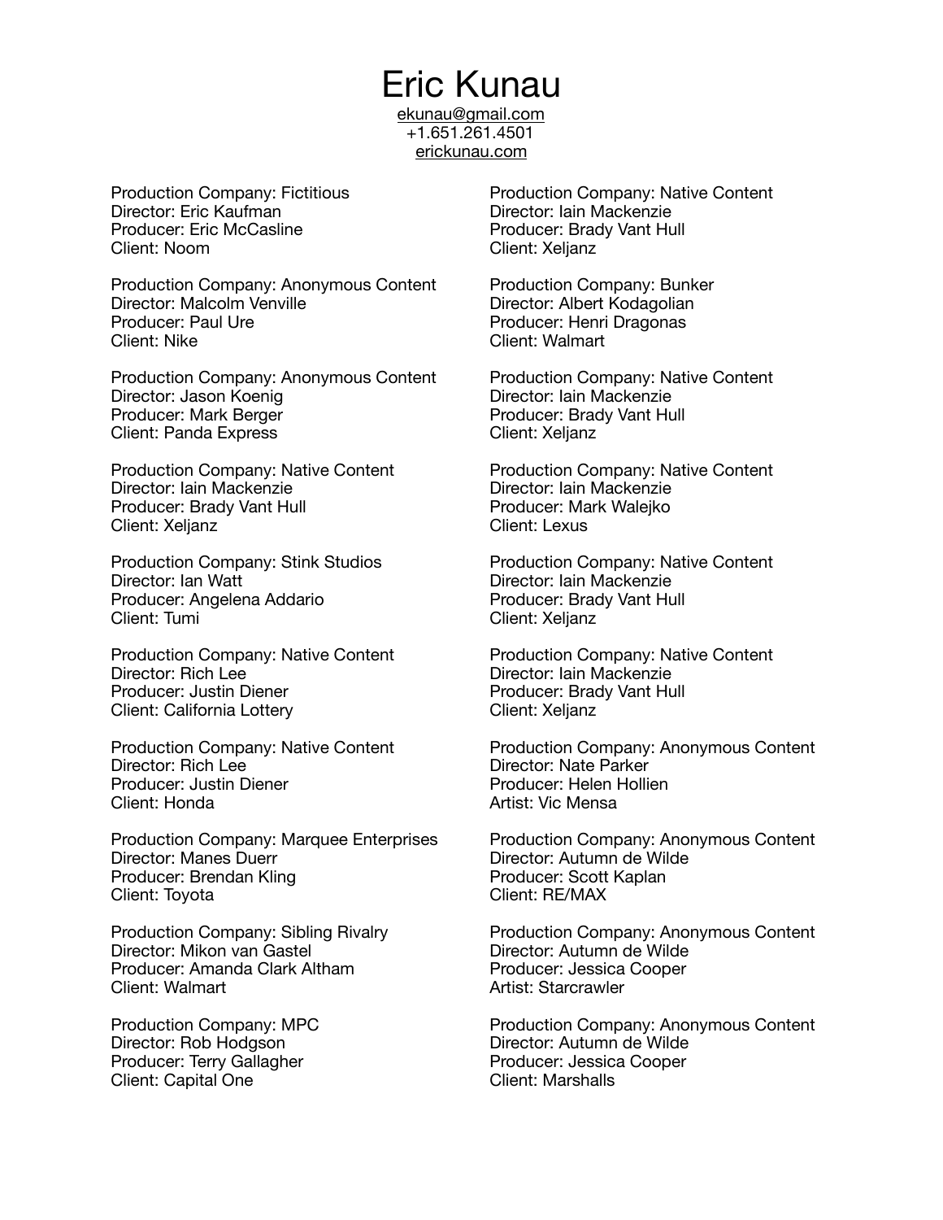# Eric Kunau

ekunau@gmail.com
+1.651.261.4501
erickunau.com

Production Company: Fictitious
Director: Eric Kaufman
Producer: Eric McCasline
Client: Noom

Production Company: Anonymous Content
Director: Malcolm Venville
Producer: Paul Ure
Client: Nike

Production Company: Anonymous Content
Director: Jason Koenig
Producer: Mark Berger
Client: Panda Express

Production Company: Native Content
Director: Iain Mackenzie
Producer: Brady Vant Hull
Client: Xeljanz

Production Company: Stink Studios
Director: Ian Watt
Producer: Angelena Addario
Client: Tumi

Production Company: Native Content
Director: Rich Lee
Producer: Justin Diener
Client: California Lottery

Production Company: Native Content
Director: Rich Lee
Producer: Justin Diener
Client: Honda

Production Company: Marquee Enterprises
Director: Manes Duerr
Producer: Brendan Kling
Client: Toyota

Production Company: Sibling Rivalry
Director: Mikon van Gastel
Producer: Amanda Clark Altham
Client: Walmart

Production Company: MPC
Director: Rob Hodgson
Producer: Terry Gallagher
Client: Capital One

Production Company: Native Content
Director: Iain Mackenzie
Producer: Brady Vant Hull
Client: Xeljanz

Production Company: Bunker
Director: Albert Kodagolian
Producer: Henri Dragonas
Client: Walmart

Production Company: Native Content
Director: Iain Mackenzie
Producer: Brady Vant Hull
Client: Xeljanz

Production Company: Native Content
Director: Iain Mackenzie
Producer: Mark Walejko
Client: Lexus

Production Company: Native Content
Director: Iain Mackenzie
Producer: Brady Vant Hull
Client: Xeljanz

Production Company: Native Content
Director: Iain Mackenzie
Producer: Brady Vant Hull
Client: Xeljanz

Production Company: Anonymous Content
Director: Nate Parker
Producer: Helen Hollien
Artist: Vic Mensa

Production Company: Anonymous Content
Director: Autumn de Wilde
Producer: Scott Kaplan
Client: RE/MAX

Production Company: Anonymous Content
Director: Autumn de Wilde
Producer: Jessica Cooper
Artist: Starcrawler

Production Company: Anonymous Content
Director: Autumn de Wilde
Producer: Jessica Cooper
Client: Marshalls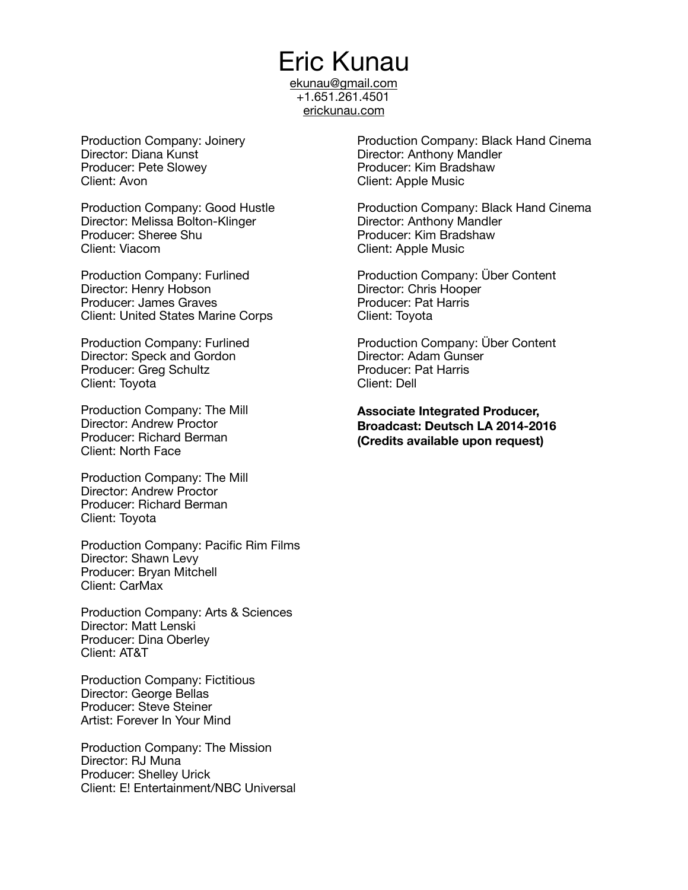# Eric Kunau

ekunau@gmail.com
+1.651.261.4501
erickunau.com

Production Company: Joinery
Director: Diana Kunst
Producer: Pete Slowey
Client: Avon

Production Company: Good Hustle
Director: Melissa Bolton-Klinger
Producer: Sheree Shu
Client: Viacom

Production Company: Furlined
Director: Henry Hobson
Producer: James Graves
Client: United States Marine Corps

Production Company: Furlined
Director: Speck and Gordon
Producer: Greg Schultz
Client: Toyota

Production Company: The Mill
Director: Andrew Proctor
Producer: Richard Berman
Client: North Face

Production Company: The Mill
Director: Andrew Proctor
Producer: Richard Berman
Client: Toyota

Production Company: Pacific Rim Films
Director: Shawn Levy
Producer: Bryan Mitchell
Client: CarMax

Production Company: Arts & Sciences
Director: Matt Lenski
Producer: Dina Oberley
Client: AT&T

Production Company: Fictitious
Director: George Bellas
Producer: Steve Steiner
Artist: Forever In Your Mind

Production Company: The Mission
Director: RJ Muna
Producer: Shelley Urick
Client: E! Entertainment/NBC Universal

Production Company: Black Hand Cinema
Director: Anthony Mandler
Producer: Kim Bradshaw
Client: Apple Music

Production Company: Black Hand Cinema
Director: Anthony Mandler
Producer: Kim Bradshaw
Client: Apple Music

Production Company: Über Content
Director: Chris Hooper
Producer: Pat Harris
Client: Toyota

Production Company: Über Content
Director: Adam Gunser
Producer: Pat Harris
Client: Dell

**Associate Integrated Producer, Broadcast: Deutsch LA 2014-2016 (Credits available upon request)**